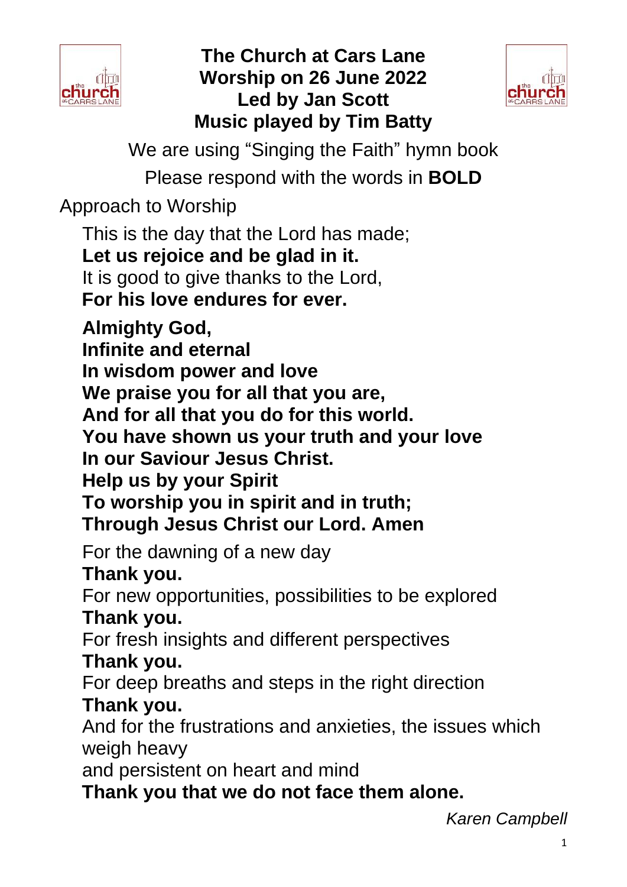# The Church at Cars Lane
## Worship on 26 June 2022
## Led by Jan Scott
## Music played by Tim Batty

We are using “Singing the Faith” hymn book

Please respond with the words in **BOLD**

Approach to Worship

This is the day that the Lord has made;
**Let us rejoice and be glad in it.**
It is good to give thanks to the Lord,
**For his love endures for ever.**

**Almighty God,**
**Infinite and eternal**
**In wisdom power and love**
**We praise you for all that you are,**
**And for all that you do for this world.**
**You have shown us your truth and your love**
**In our Saviour Jesus Christ.**
**Help us by your Spirit**
**To worship you in spirit and in truth;**
**Through Jesus Christ our Lord. Amen**

For the dawning of a new day
**Thank you.**
For new opportunities, possibilities to be explored
**Thank you.**
For fresh insights and different perspectives
**Thank you.**
For deep breaths and steps in the right direction
**Thank you.**
And for the frustrations and anxieties, the issues which weigh heavy
and persistent on heart and mind
**Thank you that we do not face them alone.**

*Karen Campbell*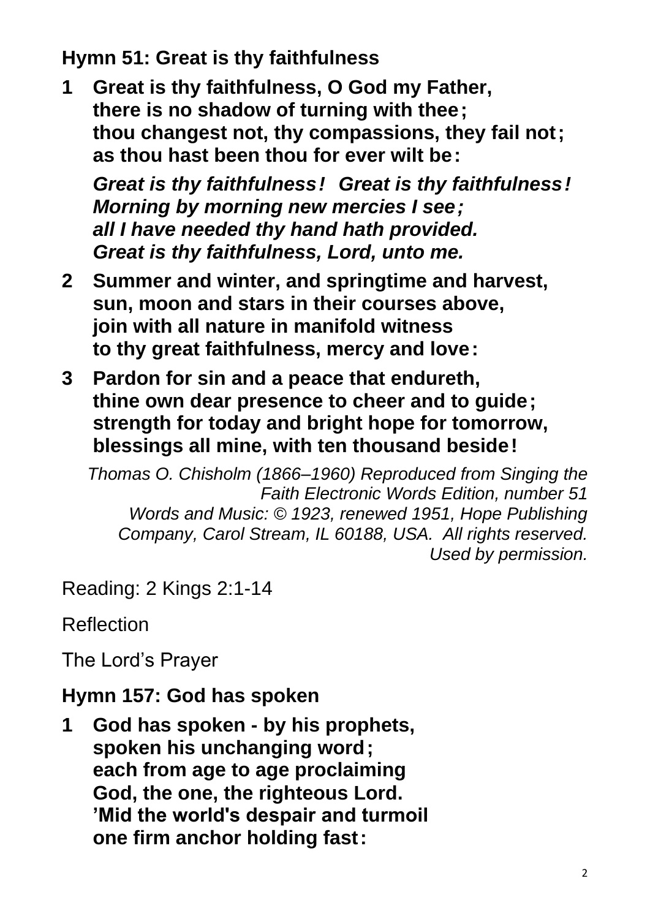**Hymn 51: Great is thy faithfulness**

**1** **Great is thy faithfulness, O God my Father,**
**there is no shadow of turning with thee ;**
**thou changest not, thy compassions, they fail not ;**
**as thou hast been thou for ever wilt be :**

***Great is thy faithfulness ! Great is thy faithfulness !***
***Morning by morning new mercies I see ;***
***all I have needed thy hand hath provided.***
***Great is thy faithfulness, Lord, unto me.***

**2** **Summer and winter, and springtime and harvest,**
**sun, moon and stars in their courses above,**
**join with all nature in manifold witness**
**to thy great faithfulness, mercy and love :**

**3** **Pardon for sin and a peace that endureth,**
**thine own dear presence to cheer and to guide ;**
**strength for today and bright hope for tomorrow,**
**blessings all mine, with ten thousand beside !**

*Thomas O. Chisholm (1866–1960) Reproduced from Singing the Faith Electronic Words Edition, number 51*
*Words and Music: © 1923, renewed 1951, Hope Publishing Company, Carol Stream, IL 60188, USA. All rights reserved. Used by permission.*

Reading: 2 Kings 2:1-14

Reflection

The Lord’s Prayer

**Hymn 157: God has spoken**

**1** **God has spoken - by his prophets,**
**spoken his unchanging word ;**
**each from age to age proclaiming**
**God, the one, the righteous Lord.**
**’Mid the world's despair and turmoil**
**one firm anchor holding fast :**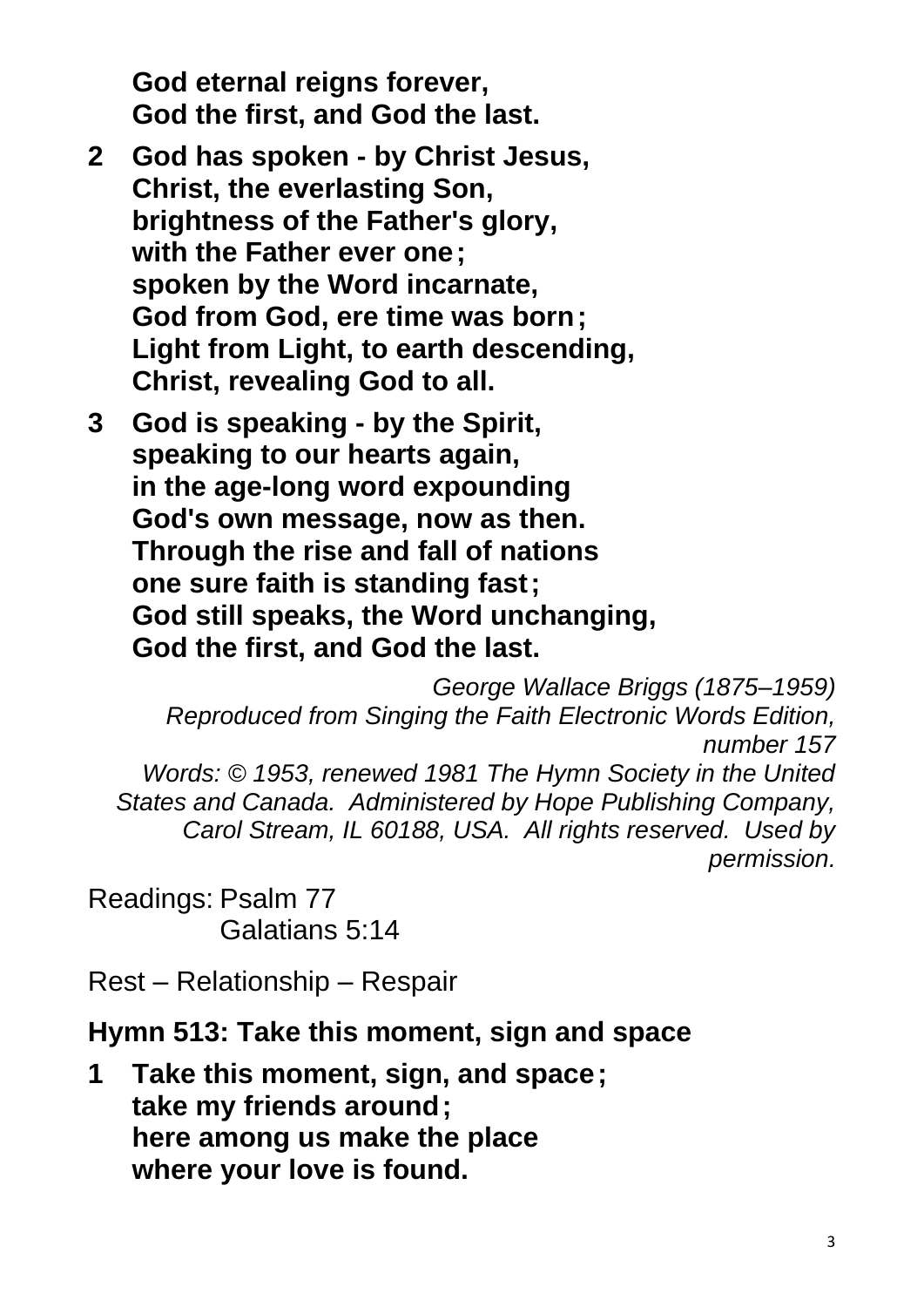**God eternal reigns forever,**
**God the first, and God the last.**

**2** **God has spoken - by Christ Jesus,**
**Christ, the everlasting Son,**
**brightness of the Father's glory,**
**with the Father ever one;**
**spoken by the Word incarnate,**
**God from God, ere time was born;**
**Light from Light, to earth descending,**
**Christ, revealing God to all.**

**3** **God is speaking - by the Spirit,**
**speaking to our hearts again,**
**in the age-long word expounding**
**God's own message, now as then.**
**Through the rise and fall of nations**
**one sure faith is standing fast;**
**God still speaks, the Word unchanging,**
**God the first, and God the last.**

*George Wallace Briggs (1875–1959)*
*Reproduced from Singing the Faith Electronic Words Edition, number 157*
*Words: © 1953, renewed 1981 The Hymn Society in the United States and Canada. Administered by Hope Publishing Company, Carol Stream, IL 60188, USA. All rights reserved. Used by permission.*

Readings: Psalm 77
Galatians 5:14

Rest – Relationship – Respair

**Hymn 513: Take this moment, sign and space**

**1** **Take this moment, sign, and space;**
**take my friends around;**
**here among us make the place**
**where your love is found.**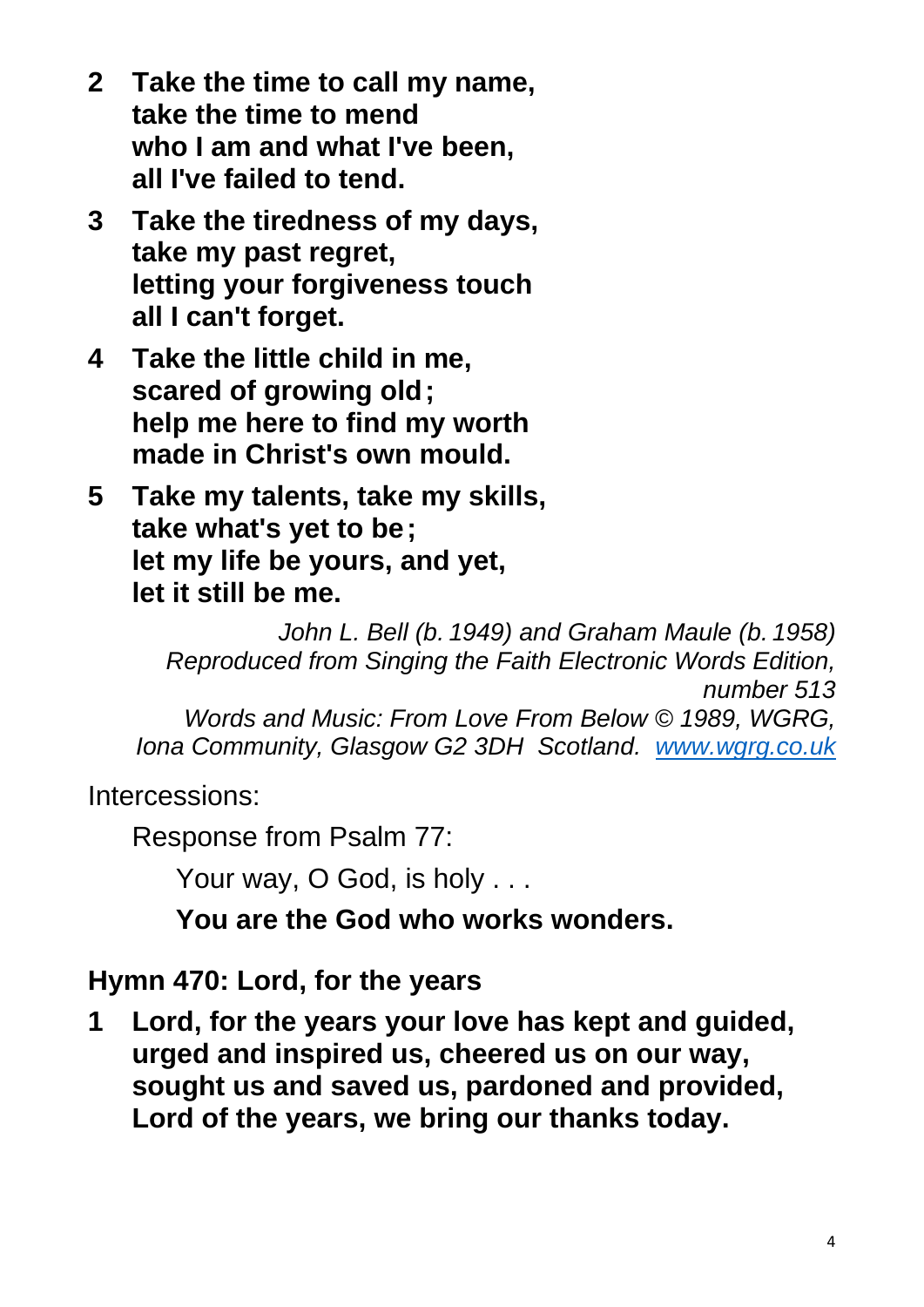**2 Take the time to call my name,**
**take the time to mend**
**who I am and what I've been,**
**all I've failed to tend.**

**3 Take the tiredness of my days,**
**take my past regret,**
**letting your forgiveness touch**
**all I can't forget.**

**4 Take the little child in me,**
**scared of growing old;**
**help me here to find my worth**
**made in Christ's own mould.**

**5 Take my talents, take my skills,**
**take what's yet to be;**
**let my life be yours, and yet,**
**let it still be me.**

*John L. Bell (b. 1949) and Graham Maule (b. 1958)*
*Reproduced from Singing the Faith Electronic Words Edition, number 513*
*Words and Music: From Love From Below © 1989, WGRG, Iona Community, Glasgow G2 3DH Scotland. [www.wgrg.co.uk](http://www.wgrg.co.uk)*

Intercessions:

Response from Psalm 77:

Your way, O God, is holy . . .

**You are the God who works wonders.**

**Hymn 470: Lord, for the years**

**1 Lord, for the years your love has kept and guided,**
**urged and inspired us, cheered us on our way,**
**sought us and saved us, pardoned and provided,**
**Lord of the years, we bring our thanks today.**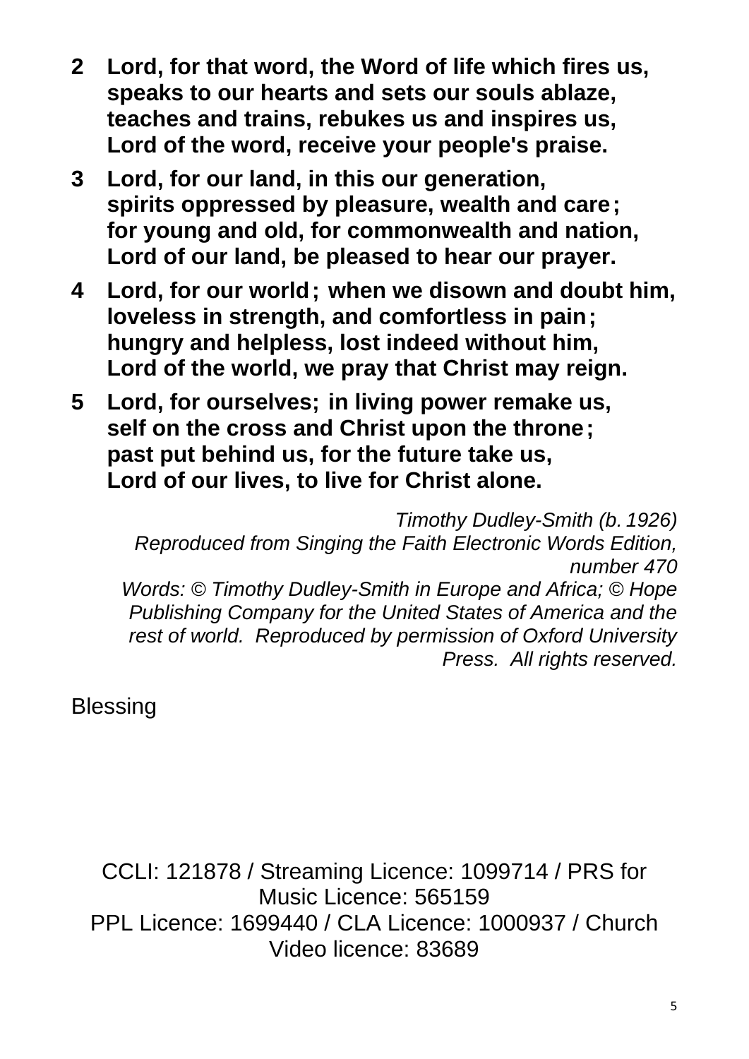**2 Lord, for that word, the Word of life which fires us,**
**speaks to our hearts and sets our souls ablaze,**
**teaches and trains, rebukes us and inspires us,**
**Lord of the word, receive your people's praise.**

**3 Lord, for our land, in this our generation,**
**spirits oppressed by pleasure, wealth and care;**
**for young and old, for commonwealth and nation,**
**Lord of our land, be pleased to hear our prayer.**

**4 Lord, for our world; when we disown and doubt him,**
**loveless in strength, and comfortless in pain;**
**hungry and helpless, lost indeed without him,**
**Lord of the world, we pray that Christ may reign.**

**5 Lord, for ourselves; in living power remake us,**
**self on the cross and Christ upon the throne;**
**past put behind us, for the future take us,**
**Lord of our lives, to live for Christ alone.**

*Timothy Dudley-Smith (b. 1926)*
*Reproduced from Singing the Faith Electronic Words Edition, number 470*
*Words: © Timothy Dudley-Smith in Europe and Africa; © Hope Publishing Company for the United States of America and the rest of world. Reproduced by permission of Oxford University Press. All rights reserved.*

Blessing

CCLI: 121878 / Streaming Licence: 1099714 / PRS for Music Licence: 565159
PPL Licence: 1699440 / CLA Licence: 1000937 / Church Video licence: 83689